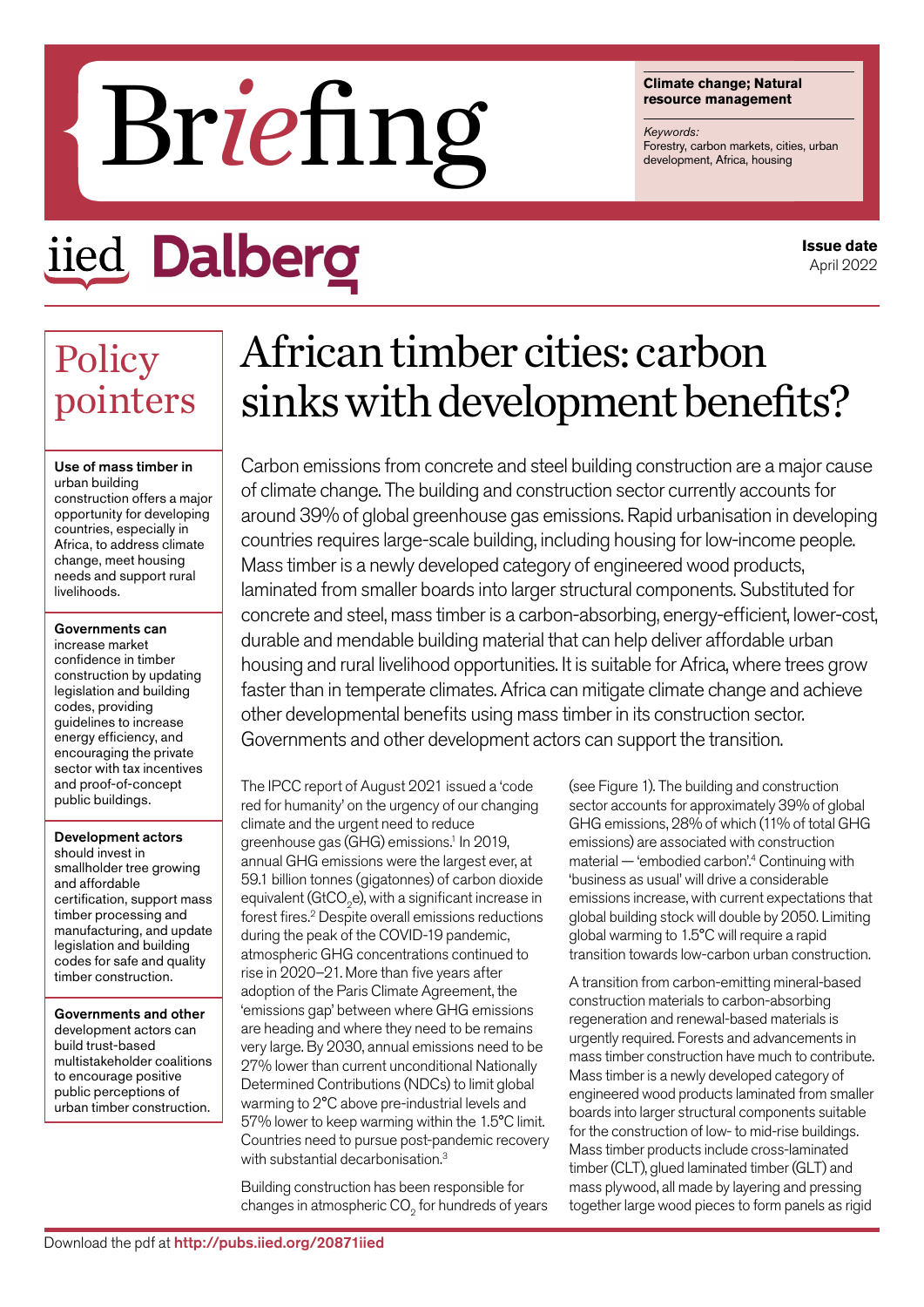# Briefing

**Climate change; Natural resource management**

*Keywords:*
Forestry, carbon markets, cities, urban development, Africa, housing

iied Dalberg

**Issue date**
April 2022

## Policy pointers

**Use of mass timber in** urban building construction offers a major opportunity for developing countries, especially in Africa, to address climate change, meet housing needs and support rural livelihoods.

**Governments can** increase market confidence in timber construction by updating legislation and building codes, providing guidelines to increase energy efficiency, and encouraging the private sector with tax incentives and proof-of-concept public buildings.

**Development actors** should invest in smallholder tree growing and affordable certification, support mass timber processing and manufacturing, and update legislation and building codes for safe and quality timber construction.

**Governments and other** development actors can build trust-based multistakeholder coalitions to encourage positive public perceptions of urban timber construction.

# African timber cities: carbon sinks with development benefits?

Carbon emissions from concrete and steel building construction are a major cause of climate change. The building and construction sector currently accounts for around 39% of global greenhouse gas emissions. Rapid urbanisation in developing countries requires large-scale building, including housing for low-income people. Mass timber is a newly developed category of engineered wood products, laminated from smaller boards into larger structural components. Substituted for concrete and steel, mass timber is a carbon-absorbing, energy-efficient, lower-cost, durable and mendable building material that can help deliver affordable urban housing and rural livelihood opportunities. It is suitable for Africa, where trees grow faster than in temperate climates. Africa can mitigate climate change and achieve other developmental benefits using mass timber in its construction sector. Governments and other development actors can support the transition.

The IPCC report of August 2021 issued a 'code red for humanity' on the urgency of our changing climate and the urgent need to reduce greenhouse gas (GHG) emissions.[1] In 2019, annual GHG emissions were the largest ever, at 59.1 billion tonnes (gigatonnes) of carbon dioxide equivalent ($GtCO_2e$), with a significant increase in forest fires.[2] Despite overall emissions reductions during the peak of the COVID-19 pandemic, atmospheric GHG concentrations continued to rise in 2020–21. More than five years after adoption of the Paris Climate Agreement, the 'emissions gap' between where GHG emissions are heading and where they need to be remains very large. By 2030, annual emissions need to be 27% lower than current unconditional Nationally Determined Contributions (NDCs) to limit global warming to 2°C above pre-industrial levels and 57% lower to keep warming within the 1.5°C limit. Countries need to pursue post-pandemic recovery with substantial decarbonisation.[3]

Building construction has been responsible for changes in atmospheric $CO_2$ for hundreds of years (see Figure 1). The building and construction sector accounts for approximately 39% of global GHG emissions, 28% of which (11% of total GHG emissions) are associated with construction material — 'embodied carbon'.[4] Continuing with 'business as usual' will drive a considerable emissions increase, with current expectations that global building stock will double by 2050. Limiting global warming to 1.5°C will require a rapid transition towards low-carbon urban construction.

A transition from carbon-emitting mineral-based construction materials to carbon-absorbing regeneration and renewal-based materials is urgently required. Forests and advancements in mass timber construction have much to contribute. Mass timber is a newly developed category of engineered wood products laminated from smaller boards into larger structural components suitable for the construction of low- to mid-rise buildings. Mass timber products include cross-laminated timber (CLT), glued laminated timber (GLT) and mass plywood, all made by layering and pressing together large wood pieces to form panels as rigid

Download the pdf at http://pubs.iied.org/20871iied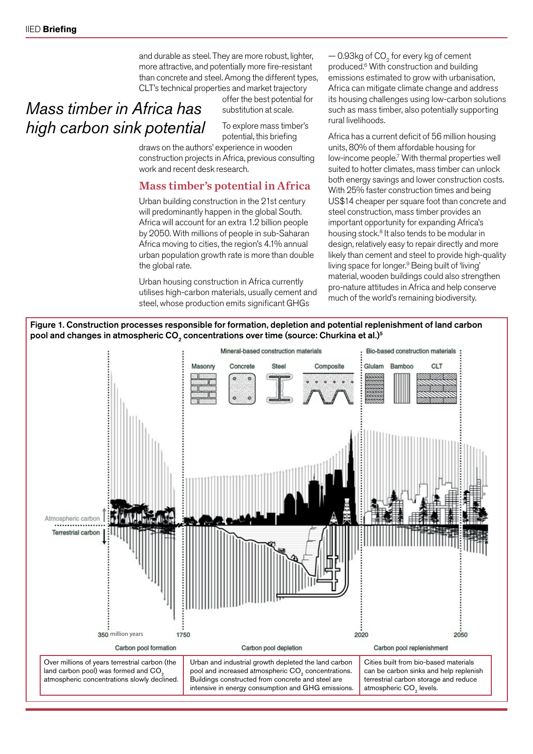and durable as steel. They are more robust, lighter, more attractive, and potentially more fire-resistant than concrete and steel. Among the different types, CLT's technical properties and market trajectory offer the best potential for substitution at scale.

*Mass timber in Africa has high carbon sink potential*

To explore mass timber's potential, this briefing draws on the authors' experience in wooden construction projects in Africa, previous consulting work and recent desk research.

## Mass timber's potential in Africa

Urban building construction in the 21st century will predominantly happen in the global South. Africa will account for an extra 1.2 billion people by 2050. With millions of people in sub-Saharan Africa moving to cities, the region's 4.1% annual urban population growth rate is more than double the global rate.

Urban housing construction in Africa currently utilises high-carbon materials, usually cement and steel, whose production emits significant GHGs — 0.93kg of $CO_2$ for every kg of cement produced.[6] With construction and building emissions estimated to grow with urbanisation, Africa can mitigate climate change and address its housing challenges using low-carbon solutions such as mass timber, also potentially supporting rural livelihoods.

Africa has a current deficit of 56 million housing units, 80% of them affordable housing for low-income people.[7] With thermal properties well suited to hotter climates, mass timber can unlock both energy savings and lower construction costs. With 25% faster construction times and being US$14 cheaper per square foot than concrete and steel construction, mass timber provides an important opportunity for expanding Africa's housing stock.[8] It also tends to be modular in design, relatively easy to repair directly and more likely than cement and steel to provide high-quality living space for longer.[9] Being built of 'living' material, wooden buildings could also strengthen pro-nature attitudes in Africa and help conserve much of the world's remaining biodiversity.

**Figure 1. Construction processes responsible for formation, depletion and potential replenishment of land carbon pool and changes in atmospheric $CO_2$ concentrations over time (source: Churkina et al.)[5]**

| Carbon pool formation | Carbon pool depletion | Carbon pool replenishment |
|---|---|---|
| Over millions of years terrestrial carbon (the land carbon pool) was formed and $CO_2$ atmospheric concentrations slowly declined. | Urban and industrial growth depleted the land carbon pool and increased atmospheric $CO_2$ concentrations. Buildings constructed from concrete and steel are intensive in energy consumption and GHG emissions. | Cities built from bio-based materials can be carbon sinks and help replenish terrestrial carbon storage and reduce atmospheric $CO_2$ levels. |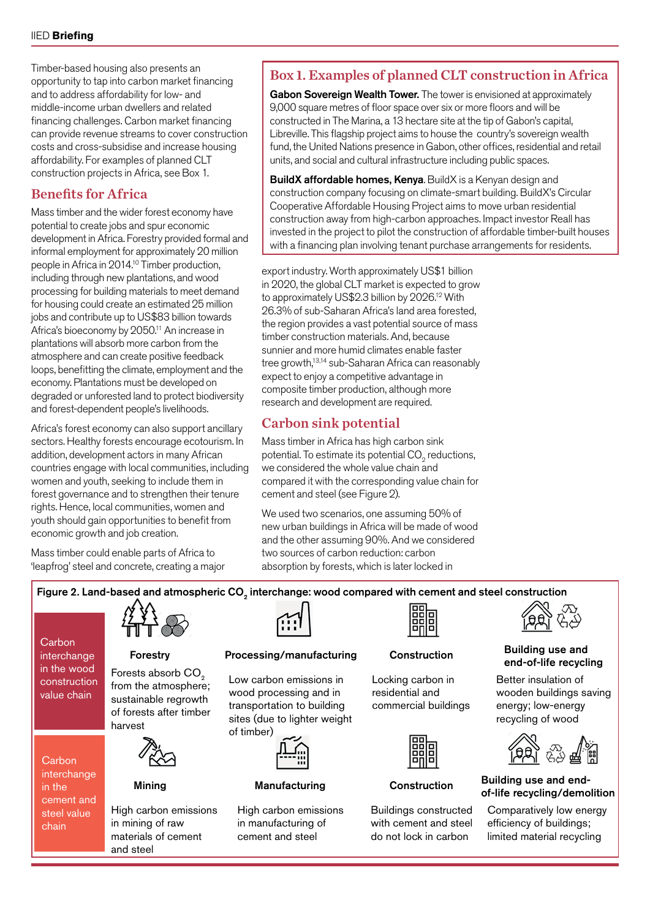Timber-based housing also presents an opportunity to tap into carbon market financing and to address affordability for low- and middle-income urban dwellers and related financing challenges. Carbon market financing can provide revenue streams to cover construction costs and cross-subsidise and increase housing affordability. For examples of planned CLT construction projects in Africa, see Box 1.

## Benefits for Africa

Mass timber and the wider forest economy have potential to create jobs and spur economic development in Africa. Forestry provided formal and informal employment for approximately 20 million people in Africa in 2014.[10] Timber production, including through new plantations, and wood processing for building materials to meet demand for housing could create an estimated 25 million jobs and contribute up to US$83 billion towards Africa's bioeconomy by 2050.[11] An increase in plantations will absorb more carbon from the atmosphere and can create positive feedback loops, benefitting the climate, employment and the economy. Plantations must be developed on degraded or unforested land to protect biodiversity and forest-dependent people's livelihoods.

Africa's forest economy can also support ancillary sectors. Healthy forests encourage ecotourism. In addition, development actors in many African countries engage with local communities, including women and youth, seeking to include them in forest governance and to strengthen their tenure rights. Hence, local communities, women and youth should gain opportunities to benefit from economic growth and job creation.

Mass timber could enable parts of Africa to 'leapfrog' steel and concrete, creating a major export industry. Worth approximately US$1 billion in 2020, the global CLT market is expected to grow to approximately US$2.3 billion by 2026.[12] With 26.3% of sub-Saharan Africa's land area forested, the region provides a vast potential source of mass timber construction materials. And, because sunnier and more humid climates enable faster tree growth,[13,14] sub-Saharan Africa can reasonably expect to enjoy a competitive advantage in composite timber production, although more research and development are required.

### Box 1. Examples of planned CLT construction in Africa

**Gabon Sovereign Wealth Tower.** The tower is envisioned at approximately 9,000 square metres of floor space over six or more floors and will be constructed in The Marina, a 13 hectare site at the tip of Gabon's capital, Libreville. This flagship project aims to house the country's sovereign wealth fund, the United Nations presence in Gabon, other offices, residential and retail units, and social and cultural infrastructure including public spaces.

**BuildX affordable homes, Kenya**. BuildX is a Kenyan design and construction company focusing on climate-smart building. BuildX's Circular Cooperative Affordable Housing Project aims to move urban residential construction away from high-carbon approaches. Impact investor Reall has invested in the project to pilot the construction of affordable timber-built houses with a financing plan involving tenant purchase arrangements for residents.

## Carbon sink potential

Mass timber in Africa has high carbon sink potential. To estimate its potential $CO_2$ reductions, we considered the whole value chain and compared it with the corresponding value chain for cement and steel (see Figure 2).

We used two scenarios, one assuming 50% of new urban buildings in Africa will be made of wood and the other assuming 90%. And we considered two sources of carbon reduction: carbon absorption by forests, which is later locked in

**Figure 2. Land-based and atmospheric $CO_2$ interchange: wood compared with cement and steel construction**

| | Stage 1 | Stage 2 | Stage 3 | Stage 4 |
|---|---|---|---|---|
| **Carbon interchange in the wood construction value chain** | **Forestry**<br>Forests absorb $CO_2$ from the atmosphere; sustainable regrowth of forests after timber harvest | **Processing/manufacturing**<br>Low carbon emissions in wood processing and in transportation to building sites (due to lighter weight of timber) | **Construction**<br>Locking carbon in residential and commercial buildings | **Building use and end-of-life recycling**<br>Better insulation of wooden buildings saving energy; low-energy recycling of wood |
| **Carbon interchange in the cement and steel value chain** | **Mining**<br>High carbon emissions in mining of raw materials of cement and steel | **Manufacturing**<br>High carbon emissions in manufacturing of cement and steel | **Construction**<br>Buildings constructed with cement and steel do not lock in carbon | **Building use and end-of-life recycling/demolition**<br>Comparatively low energy efficiency of buildings; limited material recycling |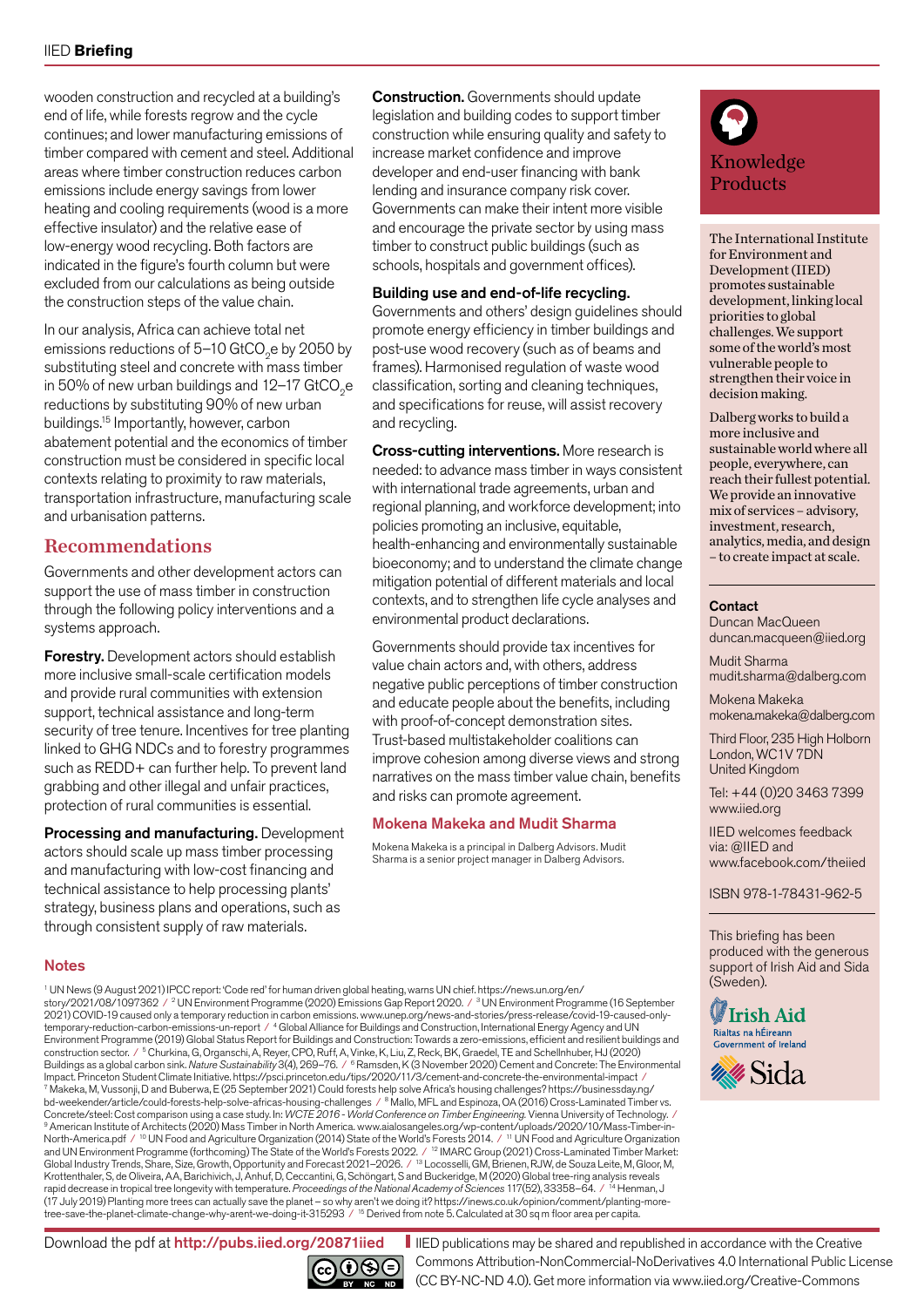wooden construction and recycled at a building's end of life, while forests regrow and the cycle continues; and lower manufacturing emissions of timber compared with cement and steel. Additional areas where timber construction reduces carbon emissions include energy savings from lower heating and cooling requirements (wood is a more effective insulator) and the relative ease of low-energy wood recycling. Both factors are indicated in the figure's fourth column but were excluded from our calculations as being outside the construction steps of the value chain.

In our analysis, Africa can achieve total net emissions reductions of 5–10 $GtCO_2e$ by 2050 by substituting steel and concrete with mass timber in 50% of new urban buildings and 12–17 $GtCO_2e$ reductions by substituting 90% of new urban buildings.[15] Importantly, however, carbon abatement potential and the economics of timber construction must be considered in specific local contexts relating to proximity to raw materials, transportation infrastructure, manufacturing scale and urbanisation patterns.

## Recommendations

Governments and other development actors can support the use of mass timber in construction through the following policy interventions and a systems approach.

**Forestry.** Development actors should establish more inclusive small-scale certification models and provide rural communities with extension support, technical assistance and long-term security of tree tenure. Incentives for tree planting linked to GHG NDCs and to forestry programmes such as REDD+ can further help. To prevent land grabbing and other illegal and unfair practices, protection of rural communities is essential.

**Processing and manufacturing.** Development actors should scale up mass timber processing and manufacturing with low-cost financing and technical assistance to help processing plants' strategy, business plans and operations, such as through consistent supply of raw materials.

**Construction.** Governments should update legislation and building codes to support timber construction while ensuring quality and safety to increase market confidence and improve developer and end-user financing with bank lending and insurance company risk cover. Governments can make their intent more visible and encourage the private sector by using mass timber to construct public buildings (such as schools, hospitals and government offices).

**Building use and end-of-life recycling.** Governments and others' design guidelines should promote energy efficiency in timber buildings and post-use wood recovery (such as of beams and frames). Harmonised regulation of waste wood classification, sorting and cleaning techniques, and specifications for reuse, will assist recovery and recycling.

**Cross-cutting interventions.** More research is needed: to advance mass timber in ways consistent with international trade agreements, urban and regional planning, and workforce development; into policies promoting an inclusive, equitable, health-enhancing and environmentally sustainable bioeconomy; and to understand the climate change mitigation potential of different materials and local contexts, and to strengthen life cycle analyses and environmental product declarations.

Governments should provide tax incentives for value chain actors and, with others, address negative public perceptions of timber construction and educate people about the benefits, including with proof-of-concept demonstration sites. Trust-based multistakeholder coalitions can improve cohesion among diverse views and strong narratives on the mass timber value chain, benefits and risks can promote agreement.

**Mokena Makeka and Mudit Sharma**

Mokena Makeka is a principal in Dalberg Advisors. Mudit Sharma is a senior project manager in Dalberg Advisors.

### Knowledge Products

The International Institute for Environment and Development (IIED) promotes sustainable development, linking local priorities to global challenges. We support some of the world's most vulnerable people to strengthen their voice in decision making.

Dalberg works to build a more inclusive and sustainable world where all people, everywhere, can reach their fullest potential. We provide an innovative mix of services – advisory, investment, research, analytics, media, and design – to create impact at scale.

**Contact**
Duncan MacQueen
duncan.macqueen@iied.org

Mudit Sharma
mudit.sharma@dalberg.com

Mokena Makeka
mokena.makeka@dalberg.com

Third Floor, 235 High Holborn
London, WC1V 7DN
United Kingdom

Tel: +44 (0)20 3463 7399
www.iied.org

IIED welcomes feedback via: @IIED and www.facebook.com/theiied

ISBN 978-1-78431-962-5

This briefing has been produced with the generous support of Irish Aid and Sida (Sweden).

### Notes

[1] UN News (9 August 2021) IPCC report: 'Code red' for human driven global heating, warns UN chief. https://news.un.org/en/story/2021/08/1097362 / [2] UN Environment Programme (2020) Emissions Gap Report 2020. / [3] UN Environment Programme (16 September 2021) COVID-19 caused only a temporary reduction in carbon emissions. www.unep.org/news-and-stories/press-release/covid-19-caused-only-temporary-reduction-carbon-emissions-un-report / [4] Global Alliance for Buildings and Construction, International Energy Agency and UN Environment Programme (2019) Global Status Report for Buildings and Construction: Towards a zero-emissions, efficient and resilient buildings and construction sector. / [5] Churkina, G, Organschi, A, Reyer, CPO, Ruff, A, Vinke, K, Liu, Z, Reck, BK, Graedel, TE and Schellnhuber, HJ (2020) Buildings as a global carbon sink. *Nature Sustainability* 3(4), 269–76. / [6] Ramsden, K (3 November 2020) Cement and Concrete: The Environmental Impact. Princeton Student Climate Initiative. https://psci.princeton.edu/tips/2020/11/3/cement-and-concrete-the-environmental-impact / [7] Makeka, M, Vussonji, D and Buberwa, E (25 September 2021) Could forests help solve Africa's housing challenges? https://businessday.ng/bd-weekender/article/could-forests-help-solve-africas-housing-challenges / [8] Mallo, MFL and Espinoza, OA (2016) Cross-Laminated Timber vs. Concrete/steel: Cost comparison using a case study. In: *WCTE 2016 - World Conference on Timber Engineering*. Vienna University of Technology. / [9] American Institute of Architects (2020) Mass Timber in North America. www.aialosangeles.org/wp-content/uploads/2020/10/Mass-Timber-in-North-America.pdf / [10] UN Food and Agriculture Organization (2014) State of the World's Forests 2014. / [11] UN Food and Agriculture Organization and UN Environment Programme (forthcoming) The State of the World's Forests 2022. / [12] IMARC Group (2021) Cross-Laminated Timber Market: Global Industry Trends, Share, Size, Growth, Opportunity and Forecast 2021–2026. / [13] Locosselli, GM, Brienen, RJW, de Souza Leite, M, Gloor, M, Krottenthaler, S, de Oliveira, AA, Barichivich, J, Anhuf, D, Ceccantini, G, Schöngart, S and Buckeridge, M (2020) Global tree-ring analysis reveals rapid decrease in tropical tree longevity with temperature. *Proceedings of the National Academy of Sciences* 117(52), 33358–64. / [14] Henman, J (17 July 2019) Planting more trees can actually save the planet – so why aren't we doing it? https://inews.co.uk/opinion/comment/planting-more-tree-save-the-planet-climate-change-why-arent-we-doing-it-315293 / [15] Derived from note 5. Calculated at 30 sq m floor area per capita.

Download the pdf at **http://pubs.iied.org/20871iied**

IIED publications may be shared and republished in accordance with the Creative Commons Attribution-NonCommercial-NoDerivatives 4.0 International Public License (CC BY-NC-ND 4.0). Get more information via www.iied.org/Creative-Commons